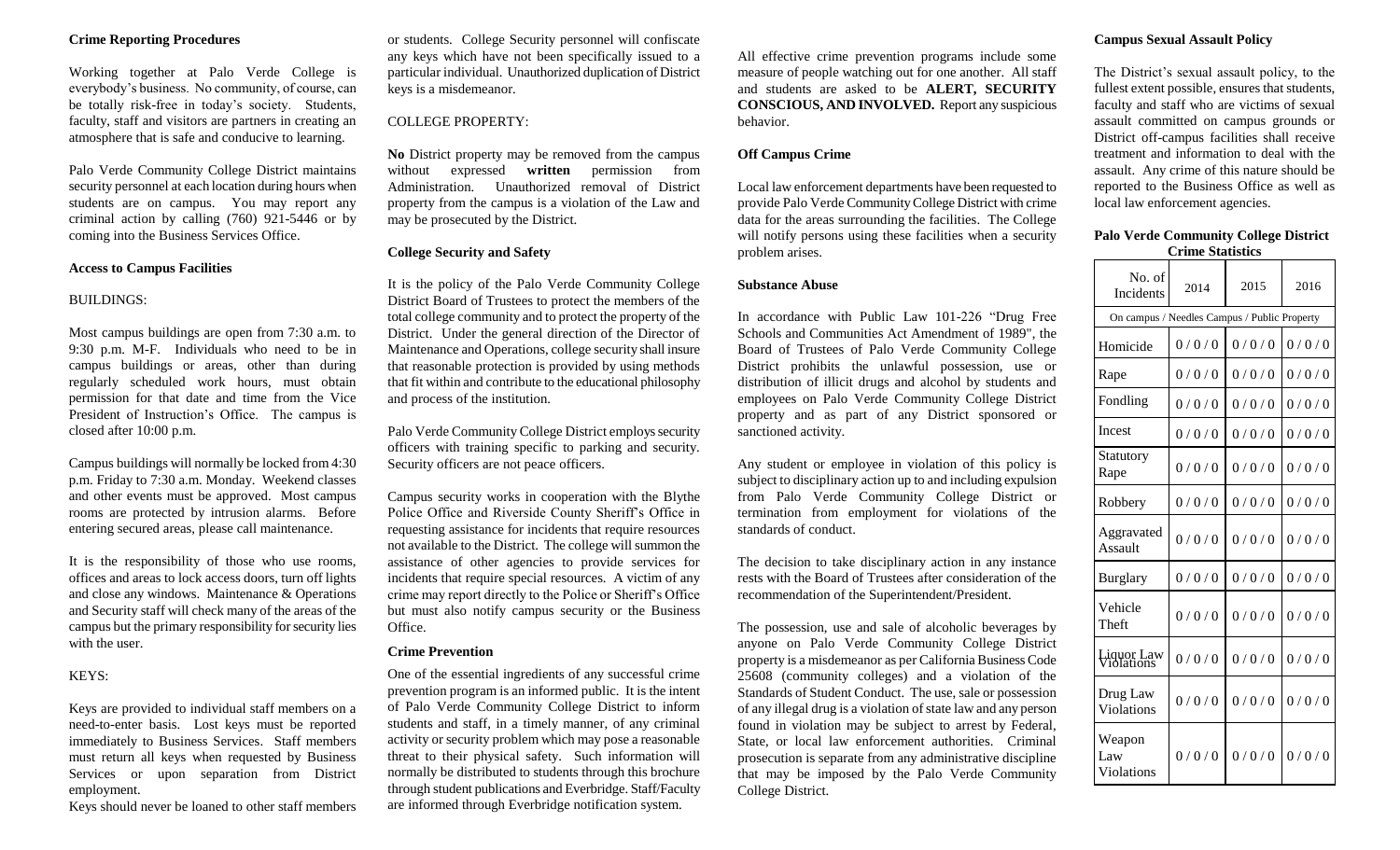### Crime Reporting Procedures

Working together at Palo Verde College is everybody's business. No community, of course, can be totally risk-free in today's society. Students, faculty, staff and visitors are partners in creating an atmosphere that is safe and conducive to learning.

Palo Verde Community College District maintains security personnel at each location during hours when students are on campus. You may report any criminal action by calling (760) 921-5446 or by coming into the Business Services Office.

### Access to Campus Facilities

BUILDINGS:

Most campus buildings are open from 7:30 a.m. to 9:30 p.m. M-F. Individuals who need to be in campus buildings or areas, other than during regularly scheduled work hours, must obtain permission for that date and time from the Vice President of Instruction's Office. The campus is closed after 10:00 p.m.

Campus buildings will normally be locked from 4:30 p.m. Friday to 7:30 a.m. Monday. Weekend classes and other events must be approved. Most campus rooms are protected by intrusion alarms. Before entering secured areas, please call maintenance.

It is the responsibility of those who use rooms, offices and areas to lock access doors, turn off lights and close any windows. Maintenance & Operations and Security staff will check many of the areas of the campus but the primary responsibility for security lies with the user.

KEYS:

Keys are provided to individual staff members on a need-to-enter basis. Lost keys must be reported immediately to Business Services. Staff members must return all keys when requested by Business Services or upon separation from District employment.

Keys should never be loaned to other staff members or students. College Security personnel will confiscate any keys which have not been specifically issued to a particular individual. Unauthorized duplication of District keys is a misdemeanor.

COLLEGE PROPERTY:

**No** District property may be removed from the campus without expressed **written** permission from Administration. Unauthorized removal of District property from the campus is a violation of the Law and may be prosecuted by the District.

### College Security and Safety

It is the policy of the Palo Verde Community College District Board of Trustees to protect the members of the total college community and to protect the property of the District. Under the general direction of the Director of Maintenance and Operations, college security shall insure that reasonable protection is provided by using methods that fit within and contribute to the educational philosophy and process of the institution.

Palo Verde Community College District employs security officers with training specific to parking and security. Security officers are not peace officers.

Campus security works in cooperation with the Blythe Police Office and Riverside County Sheriff's Office in requesting assistance for incidents that require resources not available to the District. The college will summon the assistance of other agencies to provide services for incidents that require special resources. A victim of any crime may report directly to the Police or Sheriff's Office but must also notify campus security or the Business Office.

### Crime Prevention

One of the essential ingredients of any successful crime prevention program is an informed public. It is the intent of Palo Verde Community College District to inform students and staff, in a timely manner, of any criminal activity or security problem which may pose a reasonable threat to their physical safety. Such information will normally be distributed to students through this brochure through student publications and Everbridge. Staff/Faculty are informed through Everbridge notification system.

All effective crime prevention programs include some measure of people watching out for one another. All staff and students are asked to be **ALERT, SECURITY CONSCIOUS, AND INVOLVED.** Report any suspicious behavior.

### Off Campus Crime

Local law enforcement departments have been requested to provide Palo Verde Community College District with crime data for the areas surrounding the facilities. The College will notify persons using these facilities when a security problem arises.

### Substance Abuse

In accordance with Public Law 101-226 "Drug Free Schools and Communities Act Amendment of 1989", the Board of Trustees of Palo Verde Community College District prohibits the unlawful possession, use or distribution of illicit drugs and alcohol by students and employees on Palo Verde Community College District property and as part of any District sponsored or sanctioned activity.

Any student or employee in violation of this policy is subject to disciplinary action up to and including expulsion from Palo Verde Community College District or termination from employment for violations of the standards of conduct.

The decision to take disciplinary action in any instance rests with the Board of Trustees after consideration of the recommendation of the Superintendent/President.

The possession, use and sale of alcoholic beverages by anyone on Palo Verde Community College District property is a misdemeanor as per California Business Code 25608 (community colleges) and a violation of the Standards of Student Conduct. The use, sale or possession of any illegal drug is a violation of state law and any person found in violation may be subject to arrest by Federal, State, or local law enforcement authorities. Criminal prosecution is separate from any administrative discipline that may be imposed by the Palo Verde Community College District.

### Campus Sexual Assault Policy

The District's sexual assault policy, to the fullest extent possible, ensures that students, faculty and staff who are victims of sexual assault committed on campus grounds or District off-campus facilities shall receive treatment and information to deal with the assault. Any crime of this nature should be reported to the Business Office as well as local law enforcement agencies.

### Palo Verde Community College District Crime Statistics

| No. of Incidents | 2014 | 2015 | 2016 |
|---|---|---|---|
| On campus / Needles Campus / Public Property | | | |
| Homicide | 0 / 0 / 0 | 0 / 0 / 0 | 0 / 0 / 0 |
| Rape | 0 / 0 / 0 | 0 / 0 / 0 | 0 / 0 / 0 |
| Fondling | 0 / 0 / 0 | 0 / 0 / 0 | 0 / 0 / 0 |
| Incest | 0 / 0 / 0 | 0 / 0 / 0 | 0 / 0 / 0 |
| Statutory Rape | 0 / 0 / 0 | 0 / 0 / 0 | 0 / 0 / 0 |
| Robbery | 0 / 0 / 0 | 0 / 0 / 0 | 0 / 0 / 0 |
| Aggravated Assault | 0 / 0 / 0 | 0 / 0 / 0 | 0 / 0 / 0 |
| Burglary | 0 / 0 / 0 | 0 / 0 / 0 | 0 / 0 / 0 |
| Vehicle Theft | 0 / 0 / 0 | 0 / 0 / 0 | 0 / 0 / 0 |
| Liquor Law Violations | 0 / 0 / 0 | 0 / 0 / 0 | 0 / 0 / 0 |
| Drug Law Violations | 0 / 0 / 0 | 0 / 0 / 0 | 0 / 0 / 0 |
| Weapon Law Violations | 0 / 0 / 0 | 0 / 0 / 0 | 0 / 0 / 0 |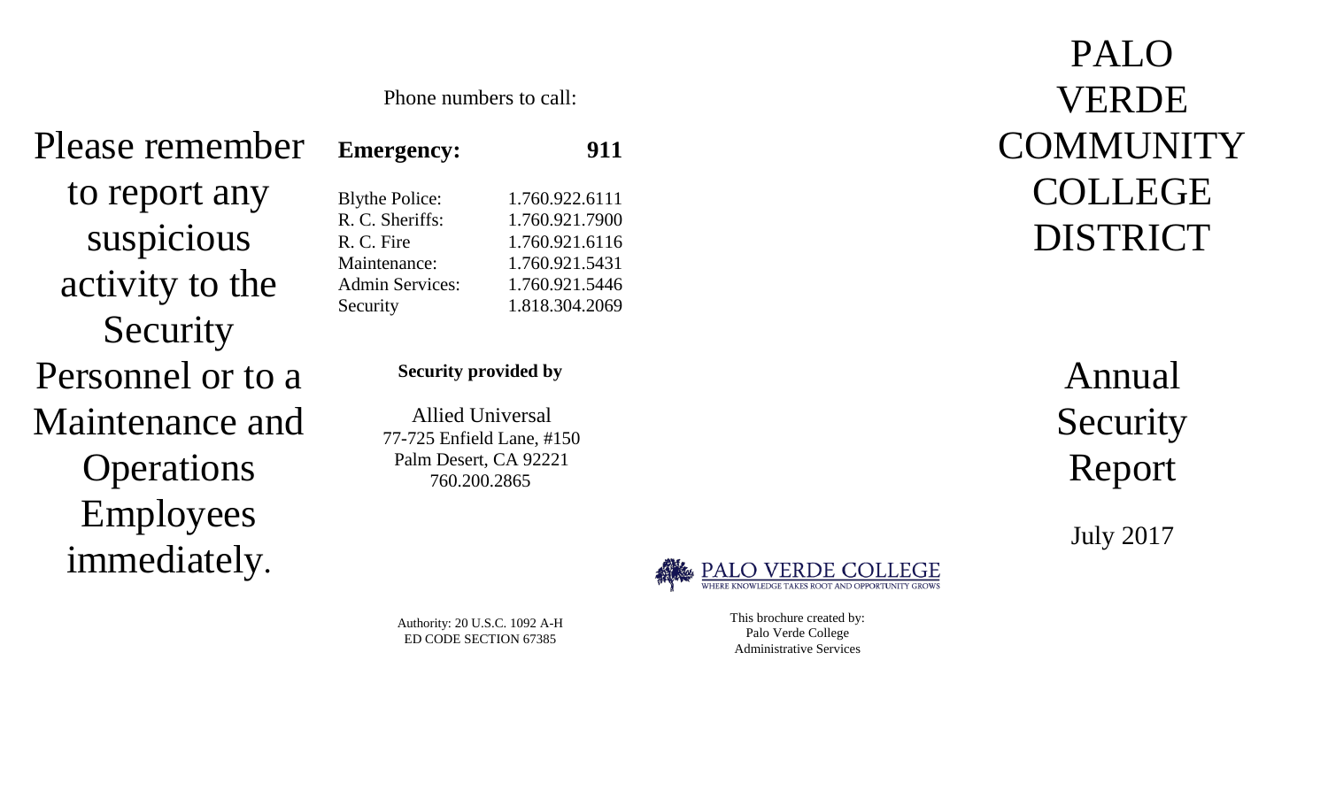Please remember to report any suspicious activity to the Security Personnel or to a Maintenance and Operations Employees immediately.

Phone numbers to call:

| | |
|---|---|
| **Emergency:** | **911** |
| Blythe Police: | 1.760.922.6111 |
| R. C. Sheriffs: | 1.760.921.7900 |
| R. C. Fire | 1.760.921.6116 |
| Maintenance: | 1.760.921.5431 |
| Admin Services: | 1.760.921.5446 |
| Security | 1.818.304.2069 |

**Security provided by**

Allied Universal
77-725 Enfield Lane, #150
Palm Desert, CA 92221
760.200.2865

Authority: 20 U.S.C. 1092 A-H
ED CODE SECTION 67385

PALO VERDE COLLEGE
WHERE KNOWLEDGE TAKES ROOT AND OPPORTUNITY GROWS

This brochure created by:
Palo Verde College
Administrative Services

# PALO VERDE COMMUNITY COLLEGE DISTRICT

# Annual Security Report

July 2017